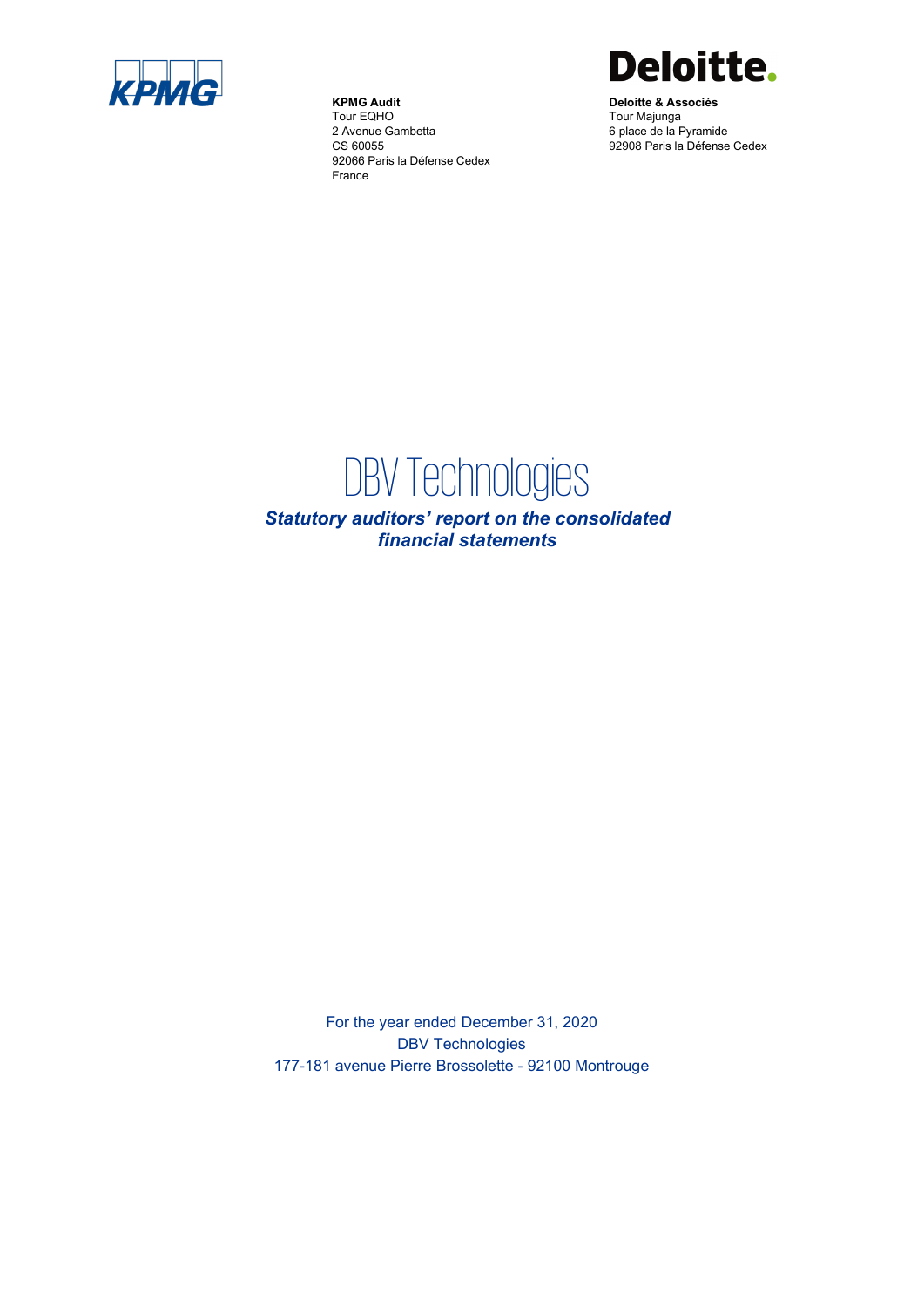**KPMG Audit**
Tour EQHO
2 Avenue Gambetta
CS 60055
92066 Paris la Défense Cedex
France

**Deloitte & Associés**
Tour Majunga
6 place de la Pyramide
92908 Paris la Défense Cedex

# DBV Technologies

## *Statutory auditors' report on the consolidated financial statements*

For the year ended December 31, 2020
DBV Technologies
177-181 avenue Pierre Brossolette - 92100 Montrouge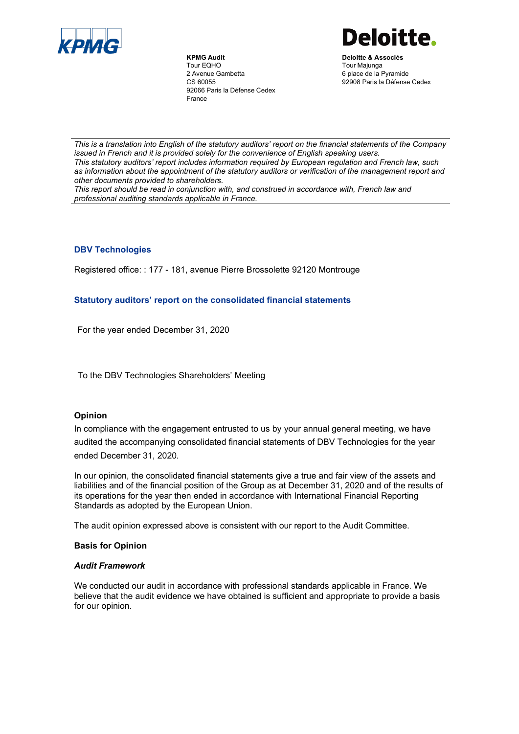**KPMG Audit**
Tour EQHO
2 Avenue Gambetta
CS 60055
92066 Paris la Défense Cedex
France

**Deloitte & Associés**
Tour Majunga
6 place de la Pyramide
92908 Paris la Défense Cedex

---

*This is a translation into English of the statutory auditors' report on the financial statements of the Company issued in French and it is provided solely for the convenience of English speaking users.*
*This statutory auditors' report includes information required by European regulation and French law, such as information about the appointment of the statutory auditors or verification of the management report and other documents provided to shareholders.*
*This report should be read in conjunction with, and construed in accordance with, French law and professional auditing standards applicable in France.*

---

## DBV Technologies

Registered office: : 177 - 181, avenue Pierre Brossolette 92120 Montrouge

## Statutory auditors' report on the consolidated financial statements

For the year ended December 31, 2020

To the DBV Technologies Shareholders' Meeting

### Opinion

In compliance with the engagement entrusted to us by your annual general meeting, we have audited the accompanying consolidated financial statements of DBV Technologies for the year ended December 31, 2020.

In our opinion, the consolidated financial statements give a true and fair view of the assets and liabilities and of the financial position of the Group as at December 31, 2020 and of the results of its operations for the year then ended in accordance with International Financial Reporting Standards as adopted by the European Union.

The audit opinion expressed above is consistent with our report to the Audit Committee.

### Basis for Opinion

#### *Audit Framework*

We conducted our audit in accordance with professional standards applicable in France. We believe that the audit evidence we have obtained is sufficient and appropriate to provide a basis for our opinion.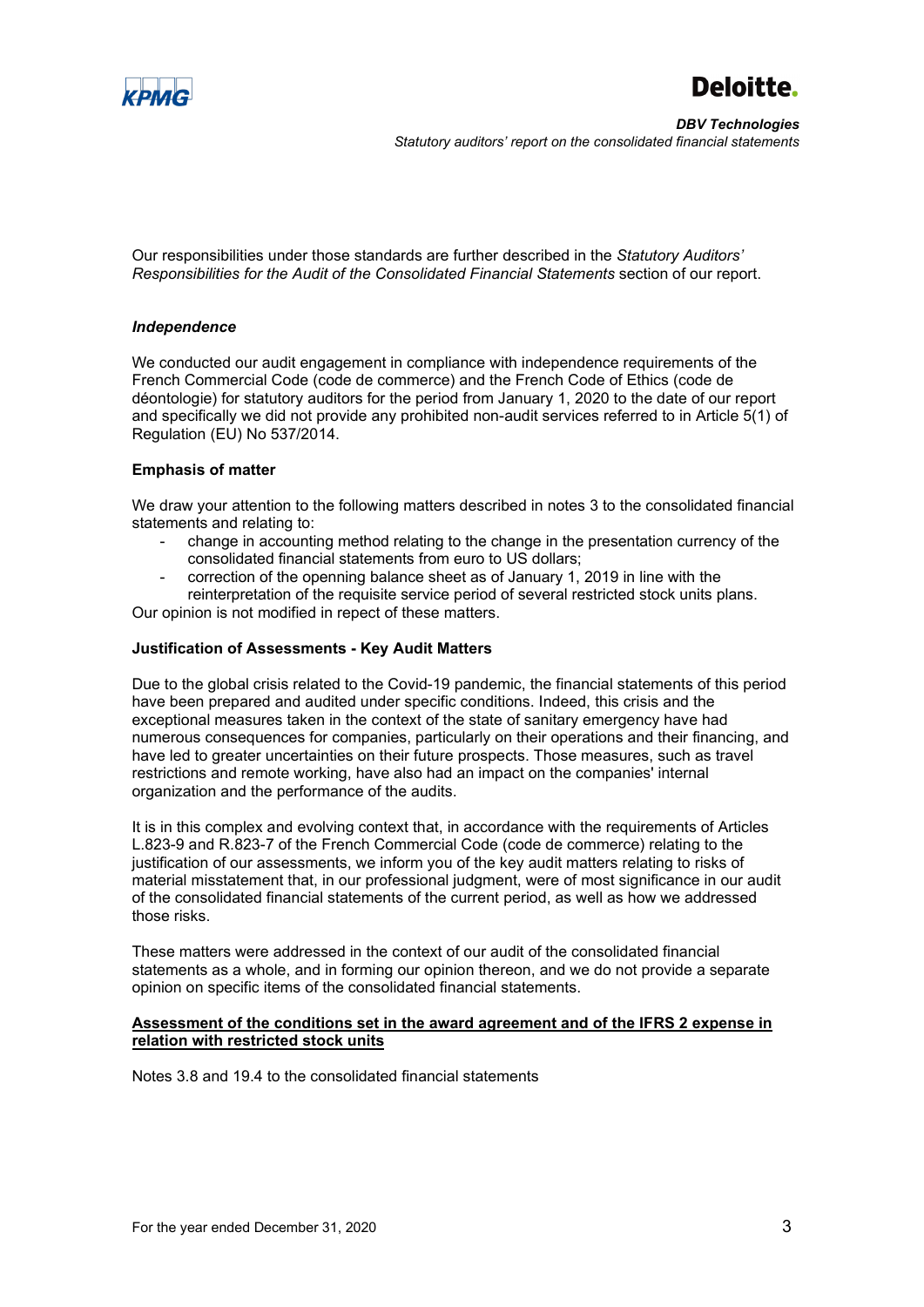Our responsibilities under those standards are further described in the *Statutory Auditors' Responsibilities for the Audit of the Consolidated Financial Statements* section of our report.

***Independence***

We conducted our audit engagement in compliance with independence requirements of the French Commercial Code (code de commerce) and the French Code of Ethics (code de déontologie) for statutory auditors for the period from January 1, 2020 to the date of our report and specifically we did not provide any prohibited non-audit services referred to in Article 5(1) of Regulation (EU) No 537/2014.

**Emphasis of matter**

We draw your attention to the following matters described in notes 3 to the consolidated financial statements and relating to:

- change in accounting method relating to the change in the presentation currency of the consolidated financial statements from euro to US dollars;
- correction of the openning balance sheet as of January 1, 2019 in line with the reinterpretation of the requisite service period of several restricted stock units plans.

Our opinion is not modified in repect of these matters.

**Justification of Assessments - Key Audit Matters**

Due to the global crisis related to the Covid-19 pandemic, the financial statements of this period have been prepared and audited under specific conditions. Indeed, this crisis and the exceptional measures taken in the context of the state of sanitary emergency have had numerous consequences for companies, particularly on their operations and their financing, and have led to greater uncertainties on their future prospects. Those measures, such as travel restrictions and remote working, have also had an impact on the companies' internal organization and the performance of the audits.

It is in this complex and evolving context that, in accordance with the requirements of Articles L.823-9 and R.823-7 of the French Commercial Code (code de commerce) relating to the justification of our assessments, we inform you of the key audit matters relating to risks of material misstatement that, in our professional judgment, were of most significance in our audit of the consolidated financial statements of the current period, as well as how we addressed those risks.

These matters were addressed in the context of our audit of the consolidated financial statements as a whole, and in forming our opinion thereon, and we do not provide a separate opinion on specific items of the consolidated financial statements.

**Assessment of the conditions set in the award agreement and of the IFRS 2 expense in relation with restricted stock units**

Notes 3.8 and 19.4 to the consolidated financial statements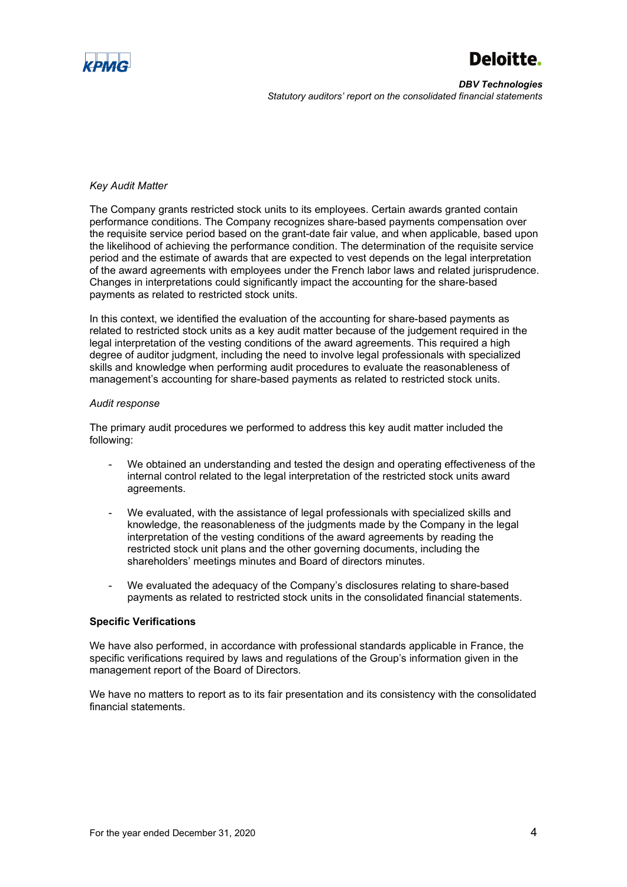*Key Audit Matter*

The Company grants restricted stock units to its employees. Certain awards granted contain performance conditions. The Company recognizes share-based payments compensation over the requisite service period based on the grant-date fair value, and when applicable, based upon the likelihood of achieving the performance condition. The determination of the requisite service period and the estimate of awards that are expected to vest depends on the legal interpretation of the award agreements with employees under the French labor laws and related jurisprudence. Changes in interpretations could significantly impact the accounting for the share-based payments as related to restricted stock units.

In this context, we identified the evaluation of the accounting for share-based payments as related to restricted stock units as a key audit matter because of the judgement required in the legal interpretation of the vesting conditions of the award agreements. This required a high degree of auditor judgment, including the need to involve legal professionals with specialized skills and knowledge when performing audit procedures to evaluate the reasonableness of management's accounting for share-based payments as related to restricted stock units.

*Audit response*

The primary audit procedures we performed to address this key audit matter included the following:

- We obtained an understanding and tested the design and operating effectiveness of the internal control related to the legal interpretation of the restricted stock units award agreements.
- We evaluated, with the assistance of legal professionals with specialized skills and knowledge, the reasonableness of the judgments made by the Company in the legal interpretation of the vesting conditions of the award agreements by reading the restricted stock unit plans and the other governing documents, including the shareholders' meetings minutes and Board of directors minutes.
- We evaluated the adequacy of the Company's disclosures relating to share-based payments as related to restricted stock units in the consolidated financial statements.

**Specific Verifications**

We have also performed, in accordance with professional standards applicable in France, the specific verifications required by laws and regulations of the Group's information given in the management report of the Board of Directors.

We have no matters to report as to its fair presentation and its consistency with the consolidated financial statements.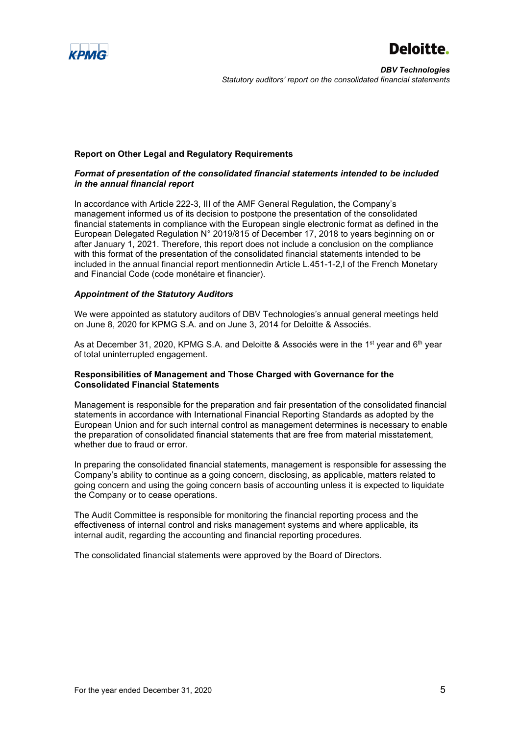## Report on Other Legal and Regulatory Requirements

### *Format of presentation of the consolidated financial statements intended to be included in the annual financial report*

In accordance with Article 222-3, III of the AMF General Regulation, the Company's management informed us of its decision to postpone the presentation of the consolidated financial statements in compliance with the European single electronic format as defined in the European Delegated Regulation N° 2019/815 of December 17, 2018 to years beginning on or after January 1, 2021. Therefore, this report does not include a conclusion on the compliance with this format of the presentation of the consolidated financial statements intended to be included in the annual financial report mentionnedin Article L.451-1-2,I of the French Monetary and Financial Code (code monétaire et financier).

### *Appointment of the Statutory Auditors*

We were appointed as statutory auditors of DBV Technologies's annual general meetings held on June 8, 2020 for KPMG S.A. and on June 3, 2014 for Deloitte & Associés.

As at December 31, 2020, KPMG S.A. and Deloitte & Associés were in the 1st year and 6th year of total uninterrupted engagement.

## Responsibilities of Management and Those Charged with Governance for the Consolidated Financial Statements

Management is responsible for the preparation and fair presentation of the consolidated financial statements in accordance with International Financial Reporting Standards as adopted by the European Union and for such internal control as management determines is necessary to enable the preparation of consolidated financial statements that are free from material misstatement, whether due to fraud or error.

In preparing the consolidated financial statements, management is responsible for assessing the Company's ability to continue as a going concern, disclosing, as applicable, matters related to going concern and using the going concern basis of accounting unless it is expected to liquidate the Company or to cease operations.

The Audit Committee is responsible for monitoring the financial reporting process and the effectiveness of internal control and risks management systems and where applicable, its internal audit, regarding the accounting and financial reporting procedures.

The consolidated financial statements were approved by the Board of Directors.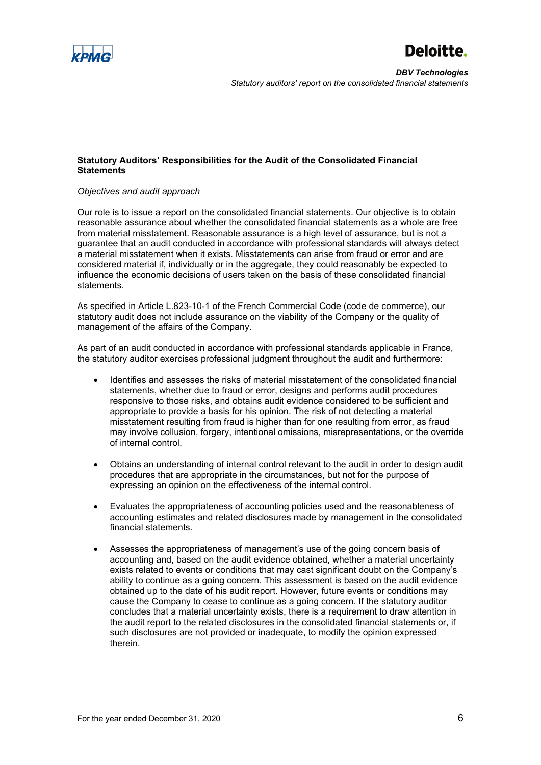### Statutory Auditors' Responsibilities for the Audit of the Consolidated Financial Statements

*Objectives and audit approach*

Our role is to issue a report on the consolidated financial statements. Our objective is to obtain reasonable assurance about whether the consolidated financial statements as a whole are free from material misstatement. Reasonable assurance is a high level of assurance, but is not a guarantee that an audit conducted in accordance with professional standards will always detect a material misstatement when it exists. Misstatements can arise from fraud or error and are considered material if, individually or in the aggregate, they could reasonably be expected to influence the economic decisions of users taken on the basis of these consolidated financial statements.

As specified in Article L.823-10-1 of the French Commercial Code (code de commerce), our statutory audit does not include assurance on the viability of the Company or the quality of management of the affairs of the Company.

As part of an audit conducted in accordance with professional standards applicable in France, the statutory auditor exercises professional judgment throughout the audit and furthermore:

- Identifies and assesses the risks of material misstatement of the consolidated financial statements, whether due to fraud or error, designs and performs audit procedures responsive to those risks, and obtains audit evidence considered to be sufficient and appropriate to provide a basis for his opinion. The risk of not detecting a material misstatement resulting from fraud is higher than for one resulting from error, as fraud may involve collusion, forgery, intentional omissions, misrepresentations, or the override of internal control.

- Obtains an understanding of internal control relevant to the audit in order to design audit procedures that are appropriate in the circumstances, but not for the purpose of expressing an opinion on the effectiveness of the internal control.

- Evaluates the appropriateness of accounting policies used and the reasonableness of accounting estimates and related disclosures made by management in the consolidated financial statements.

- Assesses the appropriateness of management's use of the going concern basis of accounting and, based on the audit evidence obtained, whether a material uncertainty exists related to events or conditions that may cast significant doubt on the Company's ability to continue as a going concern. This assessment is based on the audit evidence obtained up to the date of his audit report. However, future events or conditions may cause the Company to cease to continue as a going concern. If the statutory auditor concludes that a material uncertainty exists, there is a requirement to draw attention in the audit report to the related disclosures in the consolidated financial statements or, if such disclosures are not provided or inadequate, to modify the opinion expressed therein.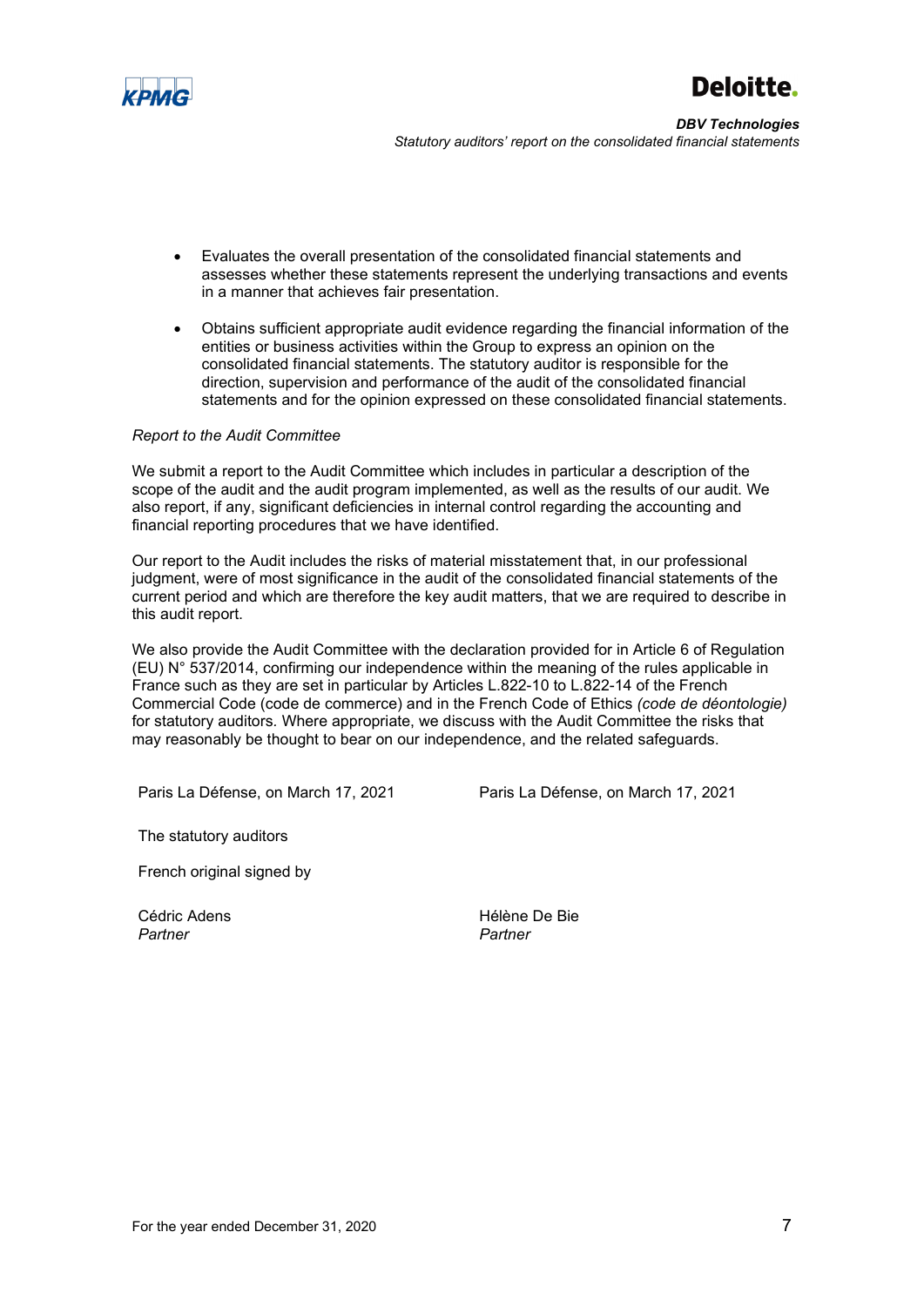- Evaluates the overall presentation of the consolidated financial statements and assesses whether these statements represent the underlying transactions and events in a manner that achieves fair presentation.

- Obtains sufficient appropriate audit evidence regarding the financial information of the entities or business activities within the Group to express an opinion on the consolidated financial statements. The statutory auditor is responsible for the direction, supervision and performance of the audit of the consolidated financial statements and for the opinion expressed on these consolidated financial statements.

*Report to the Audit Committee*

We submit a report to the Audit Committee which includes in particular a description of the scope of the audit and the audit program implemented, as well as the results of our audit. We also report, if any, significant deficiencies in internal control regarding the accounting and financial reporting procedures that we have identified.

Our report to the Audit includes the risks of material misstatement that, in our professional judgment, were of most significance in the audit of the consolidated financial statements of the current period and which are therefore the key audit matters, that we are required to describe in this audit report.

We also provide the Audit Committee with the declaration provided for in Article 6 of Regulation (EU) N° 537/2014, confirming our independence within the meaning of the rules applicable in France such as they are set in particular by Articles L.822-10 to L.822-14 of the French Commercial Code (code de commerce) and in the French Code of Ethics *(code de déontologie)* for statutory auditors. Where appropriate, we discuss with the Audit Committee the risks that may reasonably be thought to bear on our independence, and the related safeguards.

Paris La Défense, on March 17, 2021

Paris La Défense, on March 17, 2021

The statutory auditors

French original signed by

Cédric Adens
*Partner*

Hélène De Bie
*Partner*